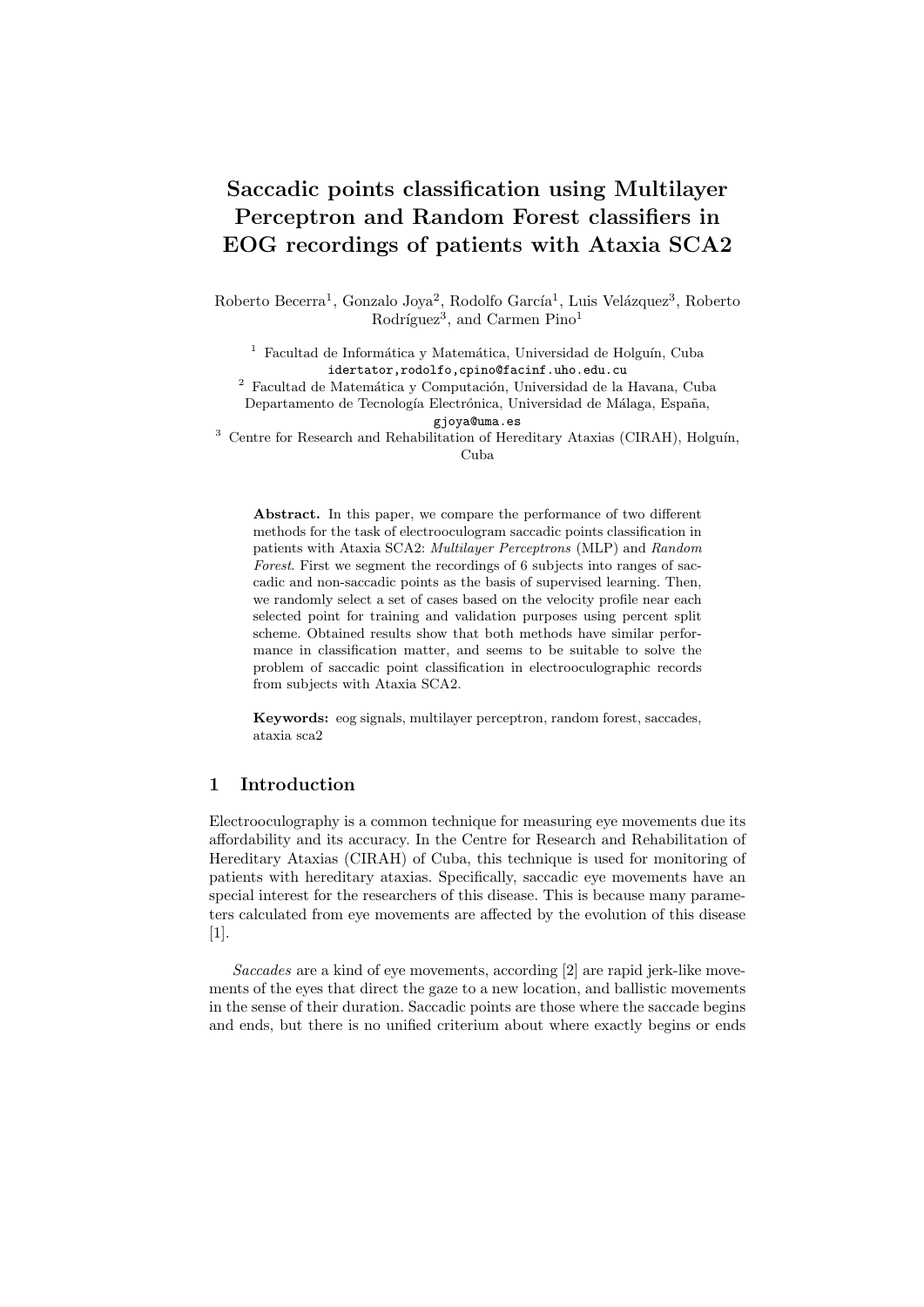# Saccadic points classification using Multilayer Perceptron and Random Forest classifiers in EOG recordings of patients with Ataxia SCA2

Roberto Becerra[1], Gonzalo Joya[2], Rodolfo García[1], Luis Velázquez[3], Roberto Rodríguez[3], and Carmen Pino[1]

[1] Facultad de Informática y Matemática, Universidad de Holguín, Cuba
idertator,rodolfo,cpino@facinf.uho.edu.cu

[2] Facultad de Matemática y Computación, Universidad de la Havana, Cuba
Departamento de Tecnología Electrónica, Universidad de Málaga, España,
gjoya@uma.es

[3] Centre for Research and Rehabilitation of Hereditary Ataxias (CIRAH), Holguín, Cuba

**Abstract.** In this paper, we compare the performance of two different methods for the task of electrooculogram saccadic points classification in patients with Ataxia SCA2: *Multilayer Perceptrons* (MLP) and *Random Forest*. First we segment the recordings of 6 subjects into ranges of saccadic and non-saccadic points as the basis of supervised learning. Then, we randomly select a set of cases based on the velocity profile near each selected point for training and validation purposes using percent split scheme. Obtained results show that both methods have similar performance in classification matter, and seems to be suitable to solve the problem of saccadic point classification in electrooculographic records from subjects with Ataxia SCA2.

**Keywords:** eog signals, multilayer perceptron, random forest, saccades, ataxia sca2

## 1 Introduction

Electrooculography is a common technique for measuring eye movements due its affordability and its accuracy. In the Centre for Research and Rehabilitation of Hereditary Ataxias (CIRAH) of Cuba, this technique is used for monitoring of patients with hereditary ataxias. Specifically, saccadic eye movements have an special interest for the researchers of this disease. This is because many parameters calculated from eye movements are affected by the evolution of this disease [1].

*Saccades* are a kind of eye movements, according [2] are rapid jerk-like movements of the eyes that direct the gaze to a new location, and ballistic movements in the sense of their duration. Saccadic points are those where the saccade begins and ends, but there is no unified criterium about where exactly begins or ends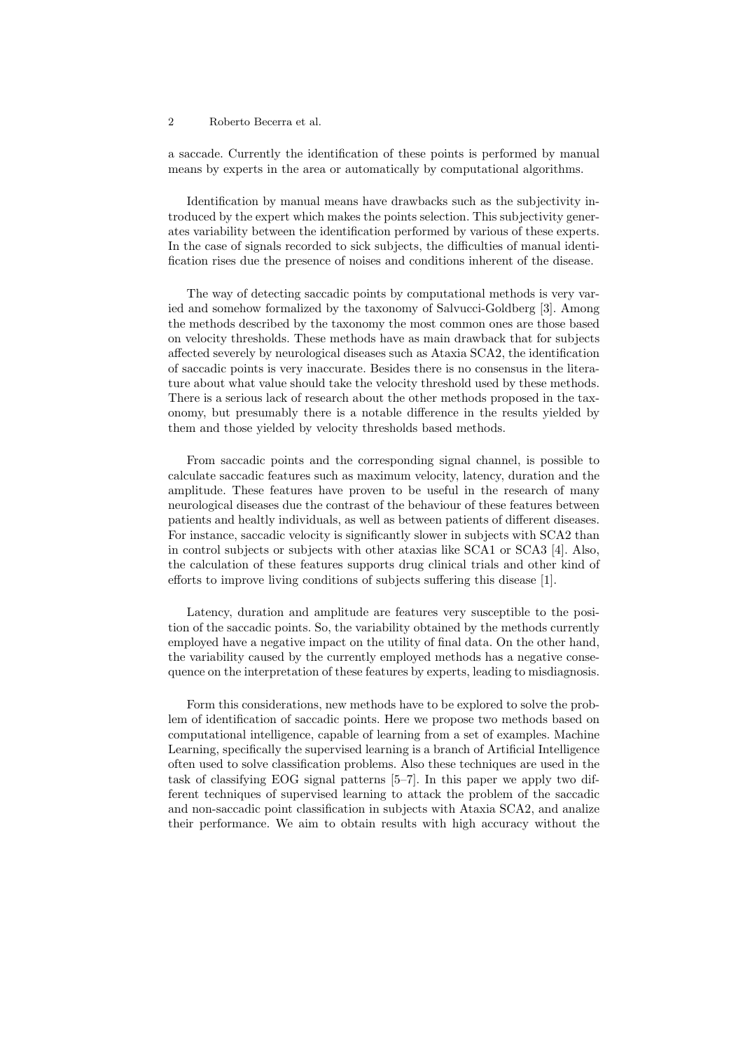a saccade. Currently the identification of these points is performed by manual means by experts in the area or automatically by computational algorithms.

Identification by manual means have drawbacks such as the subjectivity introduced by the expert which makes the points selection. This subjectivity generates variability between the identification performed by various of these experts. In the case of signals recorded to sick subjects, the difficulties of manual identification rises due the presence of noises and conditions inherent of the disease.

The way of detecting saccadic points by computational methods is very varied and somehow formalized by the taxonomy of Salvucci-Goldberg [3]. Among the methods described by the taxonomy the most common ones are those based on velocity thresholds. These methods have as main drawback that for subjects affected severely by neurological diseases such as Ataxia SCA2, the identification of saccadic points is very inaccurate. Besides there is no consensus in the literature about what value should take the velocity threshold used by these methods. There is a serious lack of research about the other methods proposed in the taxonomy, but presumably there is a notable difference in the results yielded by them and those yielded by velocity thresholds based methods.

From saccadic points and the corresponding signal channel, is possible to calculate saccadic features such as maximum velocity, latency, duration and the amplitude. These features have proven to be useful in the research of many neurological diseases due the contrast of the behaviour of these features between patients and healtly individuals, as well as between patients of different diseases. For instance, saccadic velocity is significantly slower in subjects with SCA2 than in control subjects or subjects with other ataxias like SCA1 or SCA3 [4]. Also, the calculation of these features supports drug clinical trials and other kind of efforts to improve living conditions of subjects suffering this disease [1].

Latency, duration and amplitude are features very susceptible to the position of the saccadic points. So, the variability obtained by the methods currently employed have a negative impact on the utility of final data. On the other hand, the variability caused by the currently employed methods has a negative consequence on the interpretation of these features by experts, leading to misdiagnosis.

Form this considerations, new methods have to be explored to solve the problem of identification of saccadic points. Here we propose two methods based on computational intelligence, capable of learning from a set of examples. Machine Learning, specifically the supervised learning is a branch of Artificial Intelligence often used to solve classification problems. Also these techniques are used in the task of classifying EOG signal patterns [5–7]. In this paper we apply two different techniques of supervised learning to attack the problem of the saccadic and non-saccadic point classification in subjects with Ataxia SCA2, and analize their performance. We aim to obtain results with high accuracy without the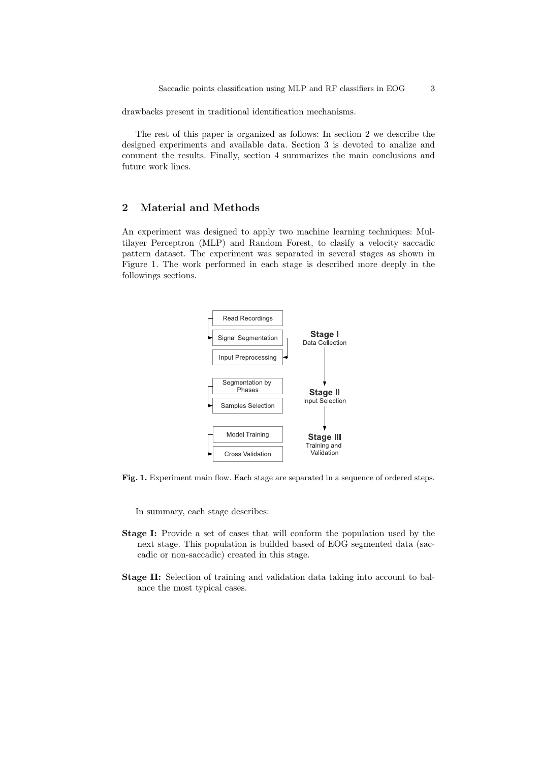drawbacks present in traditional identification mechanisms.

The rest of this paper is organized as follows: In section 2 we describe the designed experiments and available data. Section 3 is devoted to analize and comment the results. Finally, section 4 summarizes the main conclusions and future work lines.

## 2 Material and Methods

An experiment was designed to apply two machine learning techniques: Multilayer Perceptron (MLP) and Random Forest, to clasify a velocity saccadic pattern dataset. The experiment was separated in several stages as shown in Figure 1. The work performed in each stage is described more deeply in the followings sections.

**Fig. 1.** Experiment main flow. Each stage are separated in a sequence of ordered steps.

In summary, each stage describes:

**Stage I:** Provide a set of cases that will conform the population used by the next stage. This population is builded based of EOG segmented data (saccadic or non-saccadic) created in this stage.

**Stage II:** Selection of training and validation data taking into account to balance the most typical cases.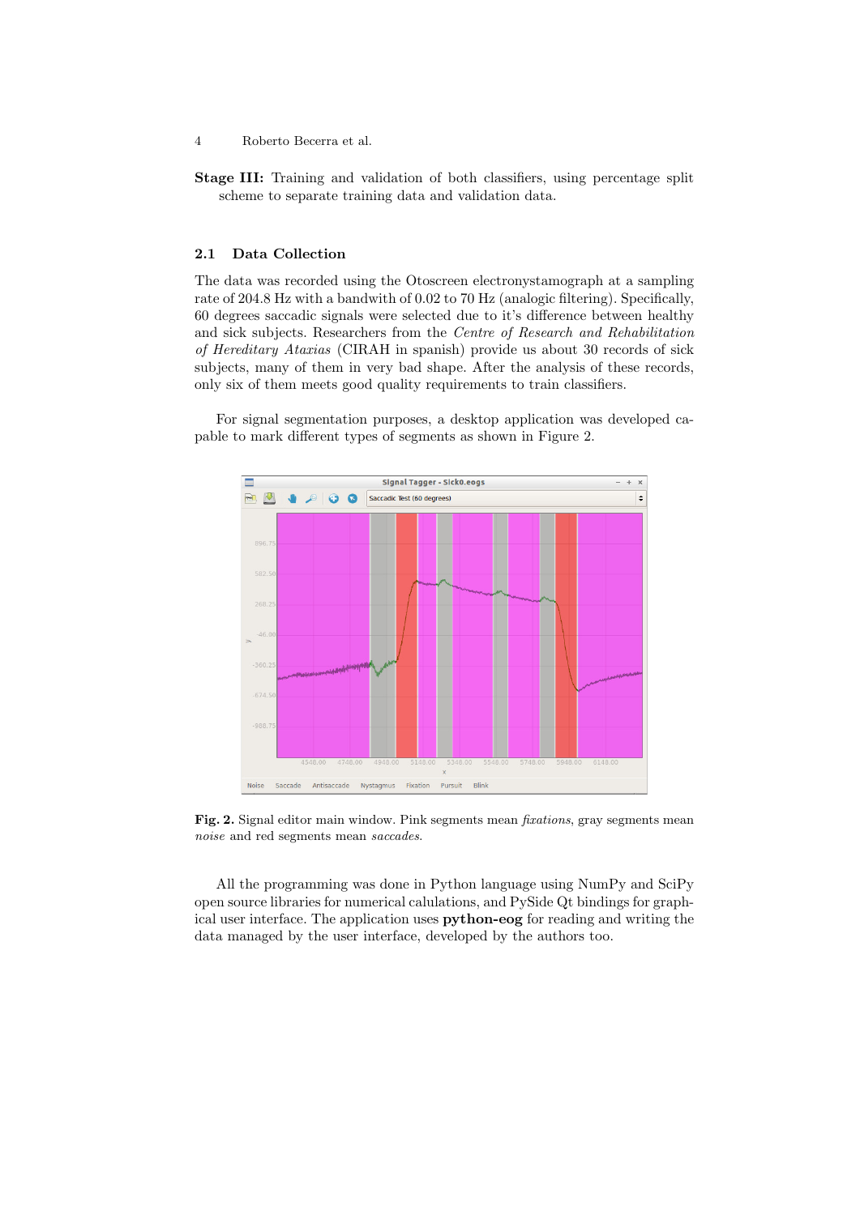**Stage III:** Training and validation of both classifiers, using percentage split scheme to separate training data and validation data.

### 2.1 Data Collection

The data was recorded using the Otoscreen electronystamograph at a sampling rate of 204.8 Hz with a bandwith of 0.02 to 70 Hz (analogic filtering). Specifically, 60 degrees saccadic signals were selected due to it's difference between healthy and sick subjects. Researchers from the *Centre of Research and Rehabilitation of Hereditary Ataxias* (CIRAH in spanish) provide us about 30 records of sick subjects, many of them in very bad shape. After the analysis of these records, only six of them meets good quality requirements to train classifiers.

For signal segmentation purposes, a desktop application was developed capable to mark different types of segments as shown in Figure 2.

**Fig. 2.** Signal editor main window. Pink segments mean *fixations*, gray segments mean *noise* and red segments mean *saccades*.

All the programming was done in Python language using NumPy and SciPy open source libraries for numerical calulations, and PySide Qt bindings for graphical user interface. The application uses **python-eog** for reading and writing the data managed by the user interface, developed by the authors too.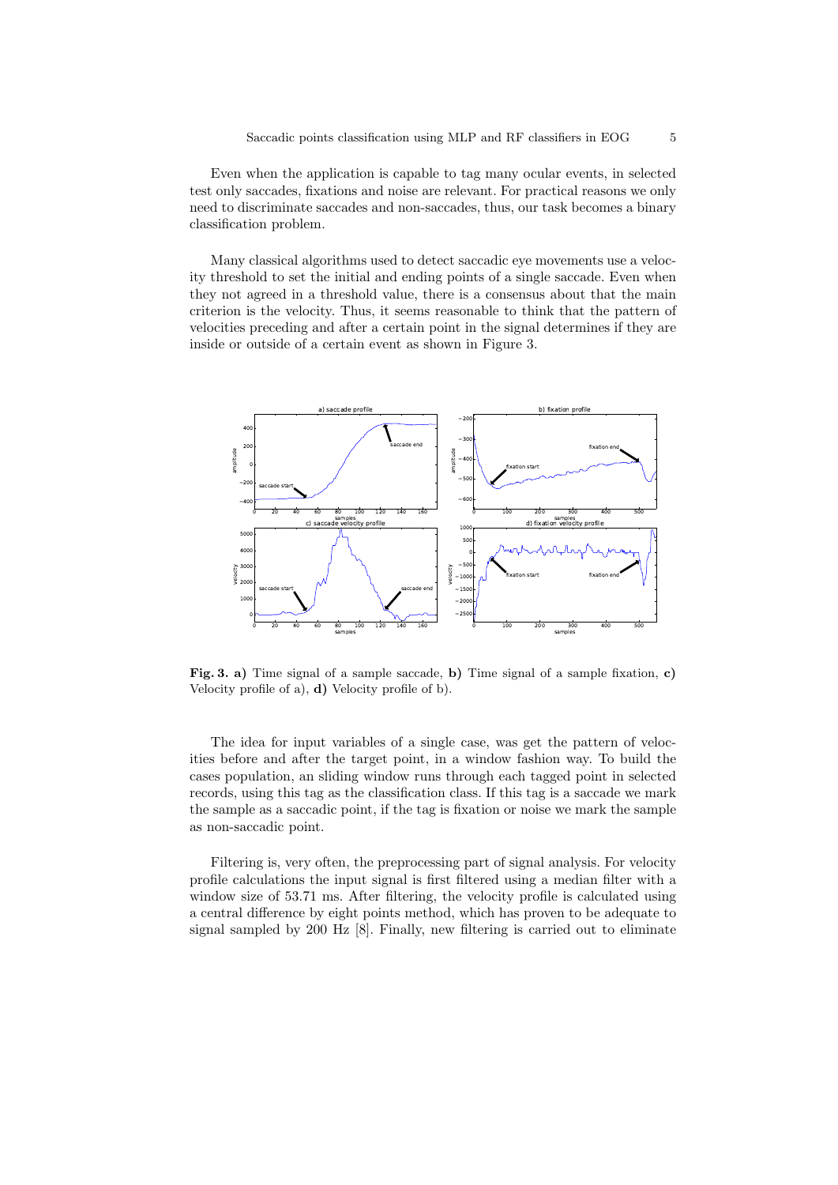Even when the application is capable to tag many ocular events, in selected test only saccades, fixations and noise are relevant. For practical reasons we only need to discriminate saccades and non-saccades, thus, our task becomes a binary classification problem.

Many classical algorithms used to detect saccadic eye movements use a velocity threshold to set the initial and ending points of a single saccade. Even when they not agreed in a threshold value, there is a consensus about that the main criterion is the velocity. Thus, it seems reasonable to think that the pattern of velocities preceding and after a certain point in the signal determines if they are inside or outside of a certain event as shown in Figure 3.

**Fig. 3. a)** Time signal of a sample saccade, **b)** Time signal of a sample fixation, **c)** Velocity profile of a), **d)** Velocity profile of b).

The idea for input variables of a single case, was get the pattern of velocities before and after the target point, in a window fashion way. To build the cases population, an sliding window runs through each tagged point in selected records, using this tag as the classification class. If this tag is a saccade we mark the sample as a saccadic point, if the tag is fixation or noise we mark the sample as non-saccadic point.

Filtering is, very often, the preprocessing part of signal analysis. For velocity profile calculations the input signal is first filtered using a median filter with a window size of 53.71 ms. After filtering, the velocity profile is calculated using a central difference by eight points method, which has proven to be adequate to signal sampled by 200 Hz [8]. Finally, new filtering is carried out to eliminate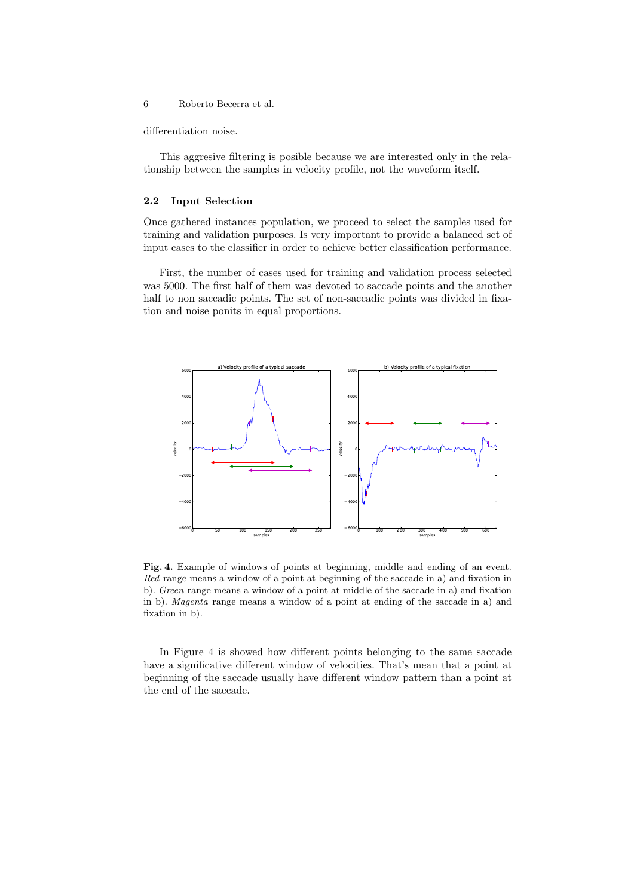differentiation noise.

This aggresive filtering is posible because we are interested only in the relationship between the samples in velocity profile, not the waveform itself.

### 2.2 Input Selection

Once gathered instances population, we proceed to select the samples used for training and validation purposes. Is very important to provide a balanced set of input cases to the classifier in order to achieve better classification performance.

First, the number of cases used for training and validation process selected was 5000. The first half of them was devoted to saccade points and the another half to non saccadic points. The set of non-saccadic points was divided in fixation and noise ponits in equal proportions.

**Fig. 4.** Example of windows of points at beginning, middle and ending of an event. *Red* range means a window of a point at beginning of the saccade in a) and fixation in b). *Green* range means a window of a point at middle of the saccade in a) and fixation in b). *Magenta* range means a window of a point at ending of the saccade in a) and fixation in b).

In Figure 4 is showed how different points belonging to the same saccade have a significative different window of velocities. That's mean that a point at beginning of the saccade usually have different window pattern than a point at the end of the saccade.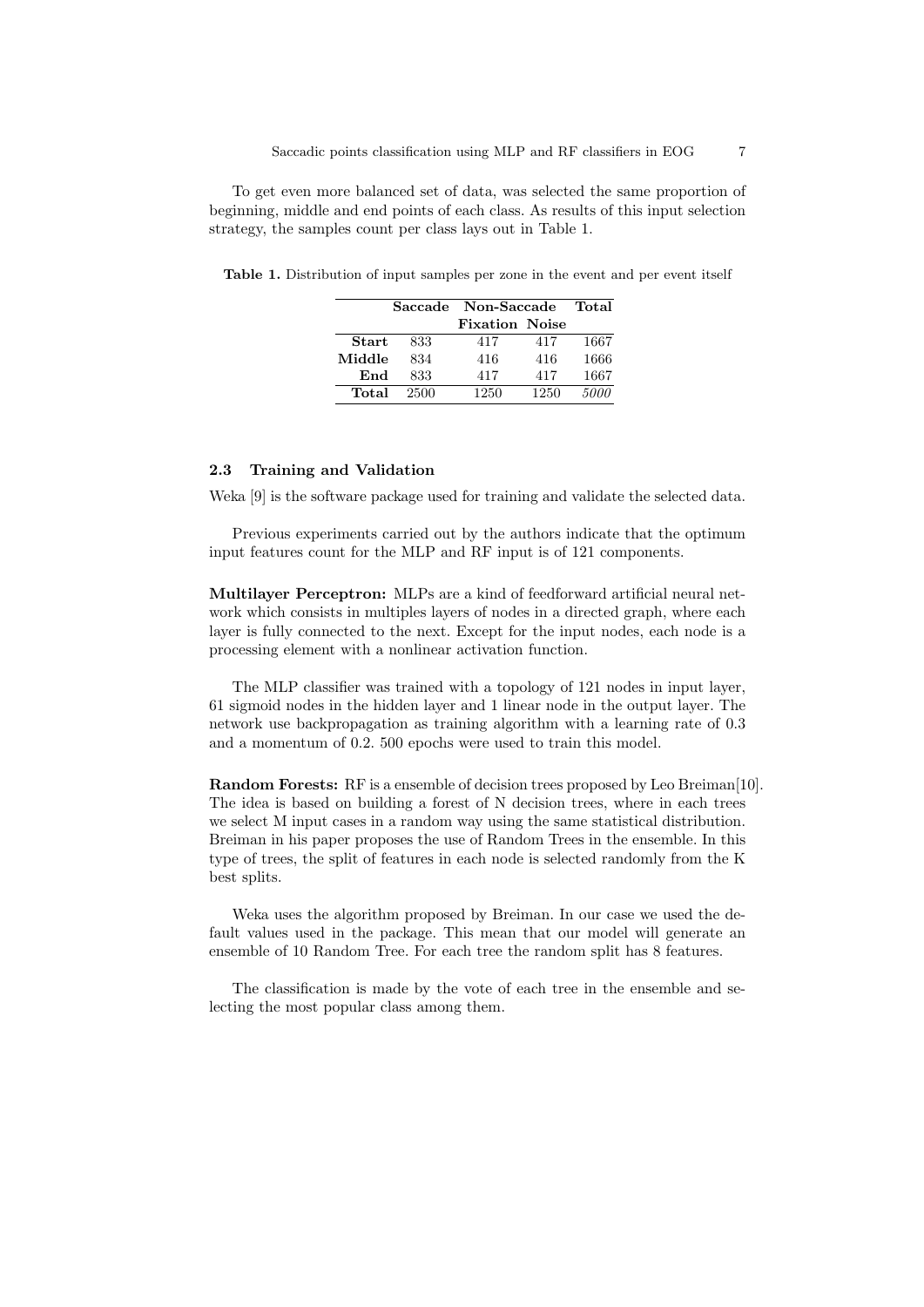To get even more balanced set of data, was selected the same proportion of beginning, middle and end points of each class. As results of this input selection strategy, the samples count per class lays out in Table 1.

**Table 1.** Distribution of input samples per zone in the event and per event itself

| | **Saccade** | **Non-Saccade** | | **Total** |
|---|---|---|---|---|
| | | **Fixation** | **Noise** | |
| **Start** | 833 | 417 | 417 | 1667 |
| **Middle** | 834 | 416 | 416 | 1666 |
| **End** | 833 | 417 | 417 | 1667 |
| **Total** | 2500 | 1250 | 1250 | *5000* |

### 2.3 Training and Validation

Weka [9] is the software package used for training and validate the selected data.

Previous experiments carried out by the authors indicate that the optimum input features count for the MLP and RF input is of 121 components.

**Multilayer Perceptron:** MLPs are a kind of feedforward artificial neural network which consists in multiples layers of nodes in a directed graph, where each layer is fully connected to the next. Except for the input nodes, each node is a processing element with a nonlinear activation function.

The MLP classifier was trained with a topology of 121 nodes in input layer, 61 sigmoid nodes in the hidden layer and 1 linear node in the output layer. The network use backpropagation as training algorithm with a learning rate of 0.3 and a momentum of 0.2. 500 epochs were used to train this model.

**Random Forests:** RF is a ensemble of decision trees proposed by Leo Breiman[10]. The idea is based on building a forest of N decision trees, where in each trees we select M input cases in a random way using the same statistical distribution. Breiman in his paper proposes the use of Random Trees in the ensemble. In this type of trees, the split of features in each node is selected randomly from the K best splits.

Weka uses the algorithm proposed by Breiman. In our case we used the default values used in the package. This mean that our model will generate an ensemble of 10 Random Tree. For each tree the random split has 8 features.

The classification is made by the vote of each tree in the ensemble and selecting the most popular class among them.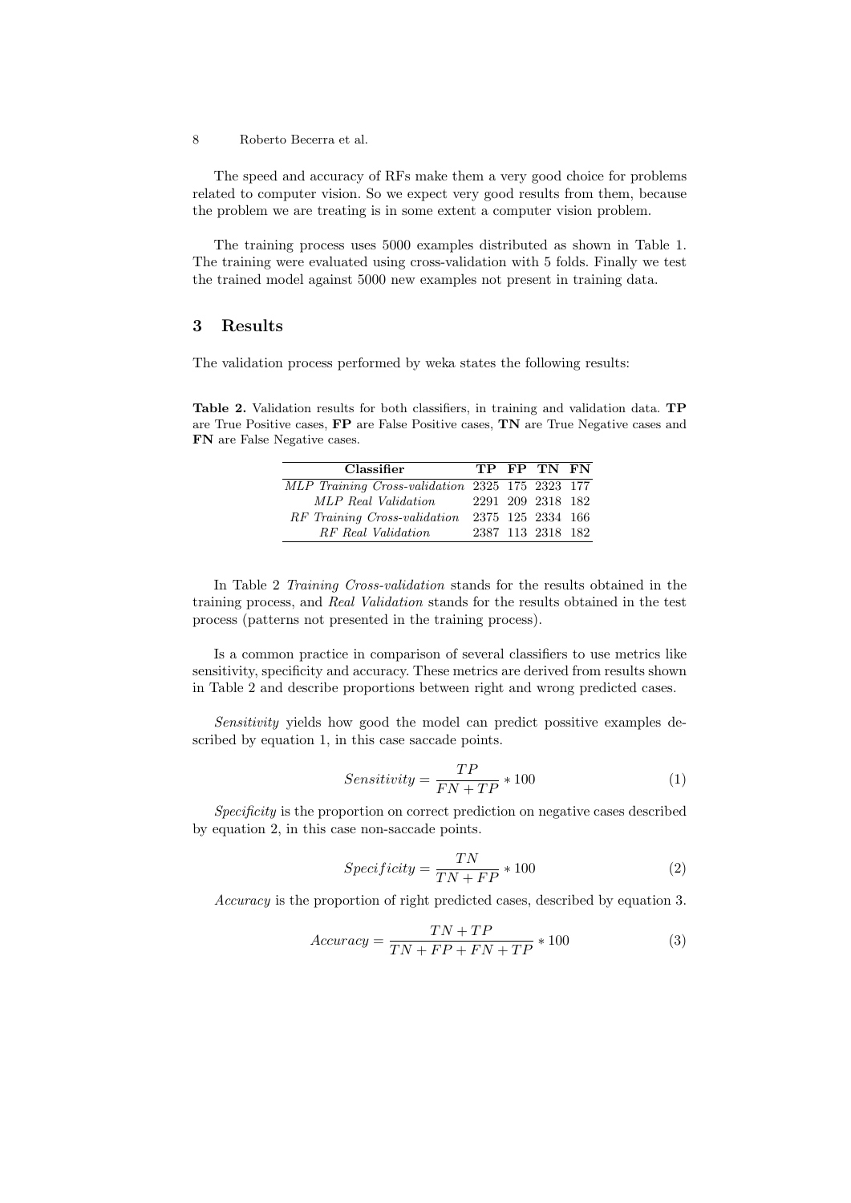The speed and accuracy of RFs make them a very good choice for problems related to computer vision. So we expect very good results from them, because the problem we are treating is in some extent a computer vision problem.

The training process uses 5000 examples distributed as shown in Table 1. The training were evaluated using cross-validation with 5 folds. Finally we test the trained model against 5000 new examples not present in training data.

## 3 Results

The validation process performed by weka states the following results:

**Table 2.** Validation results for both classifiers, in training and validation data. **TP** are True Positive cases, **FP** are False Positive cases, **TN** are True Negative cases and **FN** are False Negative cases.

| Classifier | TP | FP | TN | FN |
|---|---|---|---|---|
| *MLP Training Cross-validation* | 2325 | 175 | 2323 | 177 |
| *MLP Real Validation* | 2291 | 209 | 2318 | 182 |
| *RF Training Cross-validation* | 2375 | 125 | 2334 | 166 |
| *RF Real Validation* | 2387 | 113 | 2318 | 182 |

In Table 2 *Training Cross-validation* stands for the results obtained in the training process, and *Real Validation* stands for the results obtained in the test process (patterns not presented in the training process).

Is a common practice in comparison of several classifiers to use metrics like sensitivity, specificity and accuracy. These metrics are derived from results shown in Table 2 and describe proportions between right and wrong predicted cases.

*Sensitivity* yields how good the model can predict possitive examples described by equation 1, in this case saccade points.

$$Sensitivity = \frac{TP}{FN + TP} * 100 \tag{1}$$

*Specificity* is the proportion on correct prediction on negative cases described by equation 2, in this case non-saccade points.

$$Specificity = \frac{TN}{TN + FP} * 100 \tag{2}$$

*Accuracy* is the proportion of right predicted cases, described by equation 3.

$$Accuracy = \frac{TN + TP}{TN + FP + FN + TP} * 100 \tag{3}$$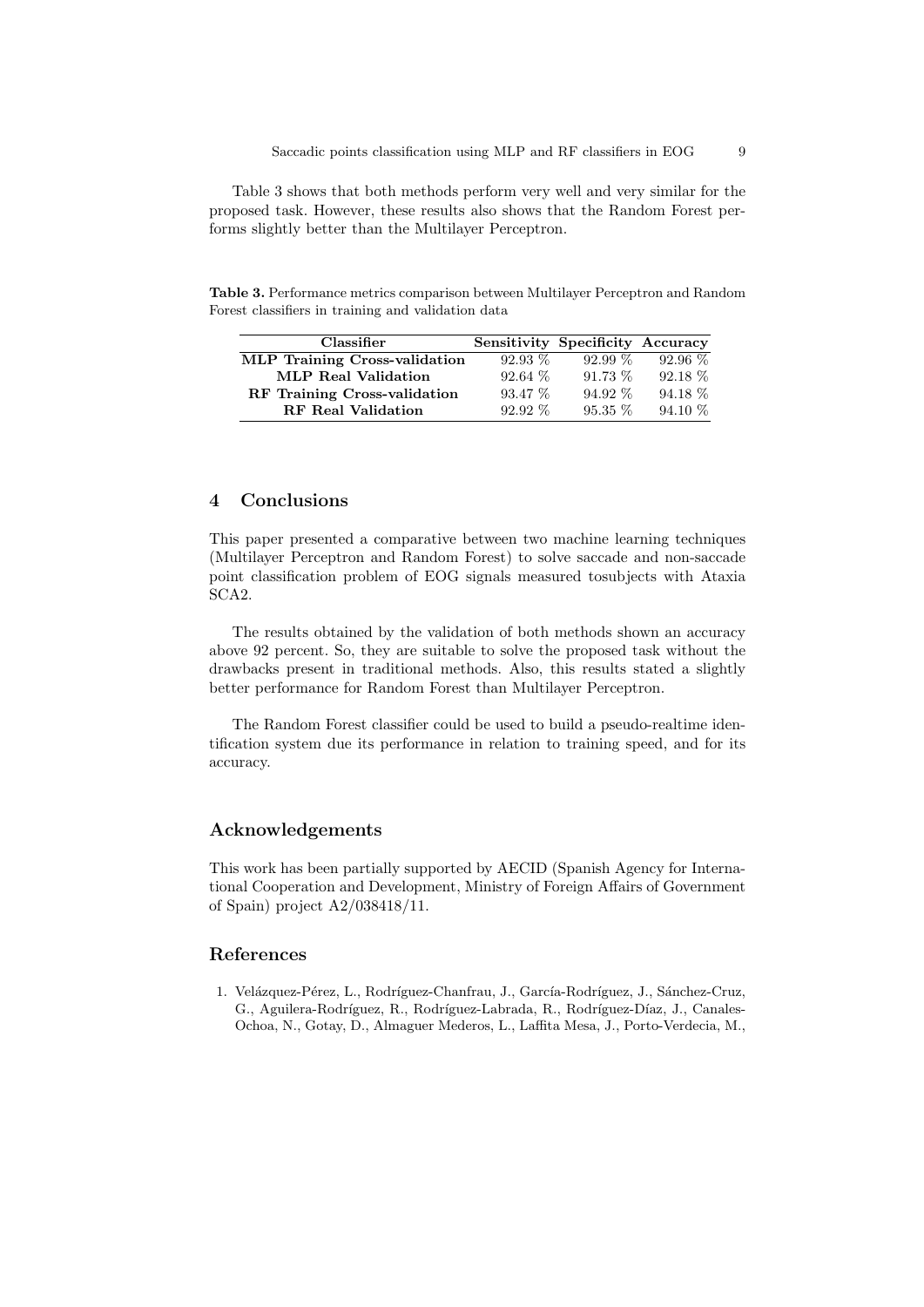Table 3 shows that both methods perform very well and very similar for the proposed task. However, these results also shows that the Random Forest performs slightly better than the Multilayer Perceptron.

**Table 3.** Performance metrics comparison between Multilayer Perceptron and Random Forest classifiers in training and validation data

| Classifier | Sensitivity | Specificity | Accuracy |
|---|---|---|---|
| **MLP Training Cross-validation** | 92.93 % | 92.99 % | 92.96 % |
| **MLP Real Validation** | 92.64 % | 91.73 % | 92.18 % |
| **RF Training Cross-validation** | 93.47 % | 94.92 % | 94.18 % |
| **RF Real Validation** | 92.92 % | 95.35 % | 94.10 % |

## 4 Conclusions

This paper presented a comparative between two machine learning techniques (Multilayer Perceptron and Random Forest) to solve saccade and non-saccade point classification problem of EOG signals measured tosubjects with Ataxia SCA2.

The results obtained by the validation of both methods shown an accuracy above 92 percent. So, they are suitable to solve the proposed task without the drawbacks present in traditional methods. Also, this results stated a slightly better performance for Random Forest than Multilayer Perceptron.

The Random Forest classifier could be used to build a pseudo-realtime identification system due its performance in relation to training speed, and for its accuracy.

## Acknowledgements

This work has been partially supported by AECID (Spanish Agency for International Cooperation and Development, Ministry of Foreign Affairs of Government of Spain) project A2/038418/11.

## References

1. Velázquez-Pérez, L., Rodríguez-Chanfrau, J., García-Rodríguez, J., Sánchez-Cruz, G., Aguilera-Rodríguez, R., Rodríguez-Labrada, R., Rodríguez-Díaz, J., Canales-Ochoa, N., Gotay, D., Almaguer Mederos, L., Laffita Mesa, J., Porto-Verdecia, M.,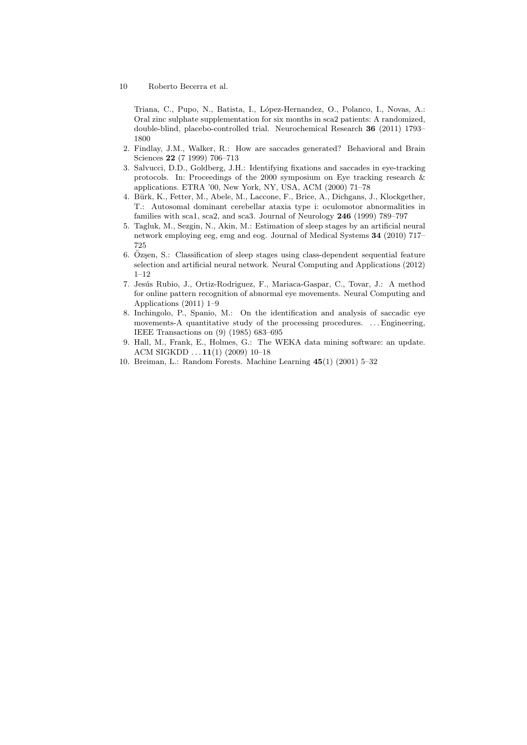Triana, C., Pupo, N., Batista, I., López-Hernandez, O., Polanco, I., Novas, A.: Oral zinc sulphate supplementation for six months in sca2 patients: A randomized, double-blind, placebo-controlled trial. Neurochemical Research **36** (2011) 1793–1800

2. Findlay, J.M., Walker, R.: How are saccades generated? Behavioral and Brain Sciences **22** (7 1999) 706–713
3. Salvucci, D.D., Goldberg, J.H.: Identifying fixations and saccades in eye-tracking protocols. In: Proceedings of the 2000 symposium on Eye tracking research & applications. ETRA '00, New York, NY, USA, ACM (2000) 71–78
4. Bürk, K., Fetter, M., Abele, M., Laccone, F., Brice, A., Dichgans, J., Klockgether, T.: Autosomal dominant cerebellar ataxia type i: oculomotor abnormalities in families with sca1, sca2, and sca3. Journal of Neurology **246** (1999) 789–797
5. Tagluk, M., Sezgin, N., Akin, M.: Estimation of sleep stages by an artificial neural network employing eeg, emg and eog. Journal of Medical Systems **34** (2010) 717–725
6. Özşen, S.: Classification of sleep stages using class-dependent sequential feature selection and artificial neural network. Neural Computing and Applications (2012) 1–12
7. Jesús Rubio, J., Ortiz-Rodriguez, F., Mariaca-Gaspar, C., Tovar, J.: A method for online pattern recognition of abnormal eye movements. Neural Computing and Applications (2011) 1–9
8. Inchingolo, P., Spanio, M.: On the identification and analysis of saccadic eye movements-A quantitative study of the processing procedures. ... Engineering, IEEE Transactions on (9) (1985) 683–695
9. Hall, M., Frank, E., Holmes, G.: The WEKA data mining software: an update. ACM SIGKDD ... **11**(1) (2009) 10–18
10. Breiman, L.: Random Forests. Machine Learning **45**(1) (2001) 5–32